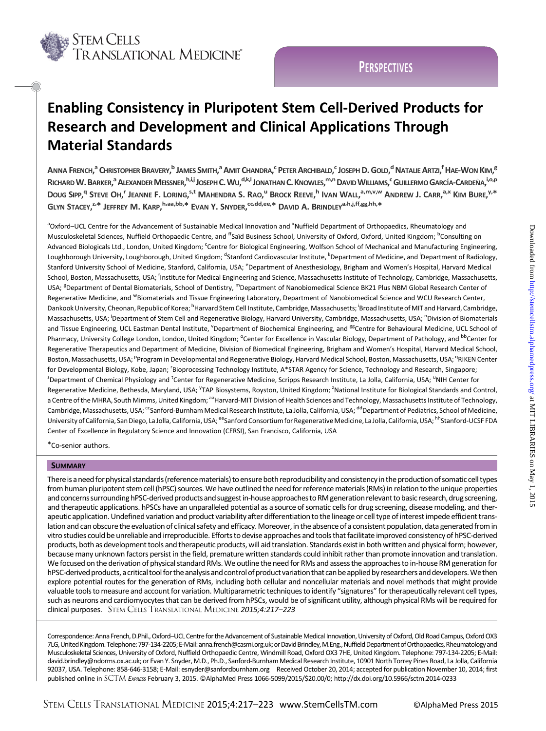# Enabling Consistency in Pluripotent Stem Cell-Derived Products for Research and Development and Clinical Applications Through Material Standards

Anna French,[a] Christopher Bravery,[b] James Smith,[a] Amit Chandra,[c] Peter Archibald,[c] Joseph D. Gold,[d] Natalie Artzi,[f] Hae-Won Kim,[g] Richard W. Barker,[a] Alexander Meissner,[h,i,j] Joseph C. Wu,[d,k,l] Jonathan C. Knowles,[m,n] David Williams,[c] Guillermo García-Cardeña,[i,o,p] Doug Sipp,[q] Steve Oh,[r] Jeanne F. Loring,[s,t] Mahendra S. Rao,[u] Brock Reeve,[h] Ivan Wall,[a,m,v,w] Andrew J. Carr,[a,x] Kim Bure,[y,*] Glyn Stacey,[z,*] Jeffrey M. Karp,[h,aa,bb,*] Evan Y. Snyder,[cc,dd,ee,*] David A. Brindley[a,h,j,ff,gg,hh,*]

[a]Oxford–UCL Centre for the Advancement of Sustainable Medical Innovation and [x]Nuffield Department of Orthopaedics, Rheumatology and Musculoskeletal Sciences, Nuffield Orthopaedic Centre, and [ff]Saïd Business School, University of Oxford, Oxford, United Kingdom; [b]Consulting on Advanced Biologicals Ltd., London, United Kingdom; [c]Centre for Biological Engineering, Wolfson School of Mechanical and Manufacturing Engineering, Loughborough University, Loughborough, United Kingdom; [d]Stanford Cardiovascular Institute, [k]Department of Medicine, and [l]Department of Radiology, Stanford University School of Medicine, Stanford, California, USA; [e]Department of Anesthesiology, Brigham and Women's Hospital, Harvard Medical School, Boston, Massachusetts, USA; [f]Institute for Medical Engineering and Science, Massachusetts Institute of Technology, Cambridge, Massachusetts, USA; [g]Department of Dental Biomaterials, School of Dentistry, [m]Department of Nanobiomedical Science BK21 Plus NBM Global Research Center of Regenerative Medicine, and [w]Biomaterials and Tissue Engineering Laboratory, Department of Nanobiomedical Science and WCU Research Center, Dankook University, Cheonan, Republic of Korea; [h]Harvard Stem Cell Institute, Cambridge, Massachusetts; [i]Broad Institute of MIT and Harvard, Cambridge, Massachusetts, USA; [j]Department of Stem Cell and Regenerative Biology, Harvard University, Cambridge, Massachusetts, USA; [n]Division of Biomaterials and Tissue Engineering, UCL Eastman Dental Institute, [v]Department of Biochemical Engineering, and [gg]Centre for Behavioural Medicine, UCL School of Pharmacy, University College London, London, United Kingdom; [o]Center for Excellence in Vascular Biology, Department of Pathology, and [bb]Center for Regenerative Therapeutics and Department of Medicine, Division of Biomedical Engineering, Brigham and Women's Hospital, Harvard Medical School, Boston, Massachusetts, USA; [p]Program in Developmental and Regenerative Biology, Harvard Medical School, Boston, Massachusetts, USA; [q]RIKEN Center for Developmental Biology, Kobe, Japan; [r]Bioprocessing Technology Institute, A*STAR Agency for Science, Technology and Research, Singapore; [s]Department of Chemical Physiology and [t]Center for Regenerative Medicine, Scripps Research Institute, La Jolla, California, USA; [u]NIH Center for Regenerative Medicine, Bethesda, Maryland, USA; [y]TAP Biosystems, Royston, United Kingdom; [z]National Institute for Biological Standards and Control, a Centre of the MHRA, South Mimms, United Kingdom; [aa]Harvard-MIT Division of Health Sciences and Technology, Massachusetts Institute of Technology, Cambridge, Massachusetts, USA; [cc]Sanford-Burnham Medical Research Institute, La Jolla, California, USA; [dd]Department of Pediatrics, School of Medicine, University of California, San Diego, La Jolla, California, USA; [ee]Sanford Consortium for Regenerative Medicine, La Jolla, California, USA; [hh]Stanford-UCSF FDA Center of Excellence in Regulatory Science and Innovation (CERSI), San Francisco, California, USA

*Co-senior authors.

## Summary

There is a need for physical standards (reference materials) to ensure both reproducibility and consistency in the production of somatic cell types from human pluripotent stem cell (hPSC) sources. We have outlined the need for reference materials (RMs) in relation to the unique properties and concerns surrounding hPSC-derived products and suggest in-house approaches to RM generation relevant to basic research, drug screening, and therapeutic applications. hPSCs have an unparalleled potential as a source of somatic cells for drug screening, disease modeling, and therapeutic application. Undefined variation and product variability after differentiation to the lineage or cell type of interest impede efficient translation and can obscure the evaluation of clinical safety and efficacy. Moreover, in the absence of a consistent population, data generated from in vitro studies could be unreliable and irreproducible. Efforts to devise approaches and tools that facilitate improved consistency of hPSC-derived products, both as development tools and therapeutic products, will aid translation. Standards exist in both written and physical form; however, because many unknown factors persist in the field, premature written standards could inhibit rather than promote innovation and translation. We focused on the derivation of physical standard RMs. We outline the need for RMs and assess the approaches to in-house RM generation for hPSC-derived products, a critical tool for the analysis and control of product variation that can be applied by researchers and developers. We then explore potential routes for the generation of RMs, including both cellular and noncellular materials and novel methods that might provide valuable tools to measure and account for variation. Multiparametric techniques to identify "signatures" for therapeutically relevant cell types, such as neurons and cardiomyocytes that can be derived from hPSCs, would be of significant utility, although physical RMs will be required for clinical purposes. Stem Cells Translational Medicine *2015;4:217–223*

Correspondence: Anna French, D.Phil., Oxford–UCL Centre for the Advancement of Sustainable Medical Innovation, University of Oxford, Old Road Campus, Oxford OX3 7LG, United Kingdom. Telephone: 797-134-2205; E-Mail: anna.french@casmi.org.uk; or David Brindley, M.Eng., Nuffield Department of Orthopaedics, Rheumatology and Musculoskeletal Sciences, University of Oxford, Nuffield Orthopaedic Centre, Windmill Road, Oxford OX3 7HE, United Kingdom. Telephone: 797-134-2205; E-Mail: david.brindley@ndorms.ox.ac.uk; or Evan Y. Snyder, M.D., Ph.D., Sanford-Burnham Medical Research Institute, 10901 North Torrey Pines Road, La Jolla, California 92037, USA. Telephone: 858-646-3158; E-Mail: esnyder@sanfordburnham.org Received October 20, 2014; accepted for publication November 10, 2014; first published online in SCTM *Express* February 3, 2015. ©AlphaMed Press 1066-5099/2015/$20.00/0; http://dx.doi.org/10.5966/sctm.2014-0233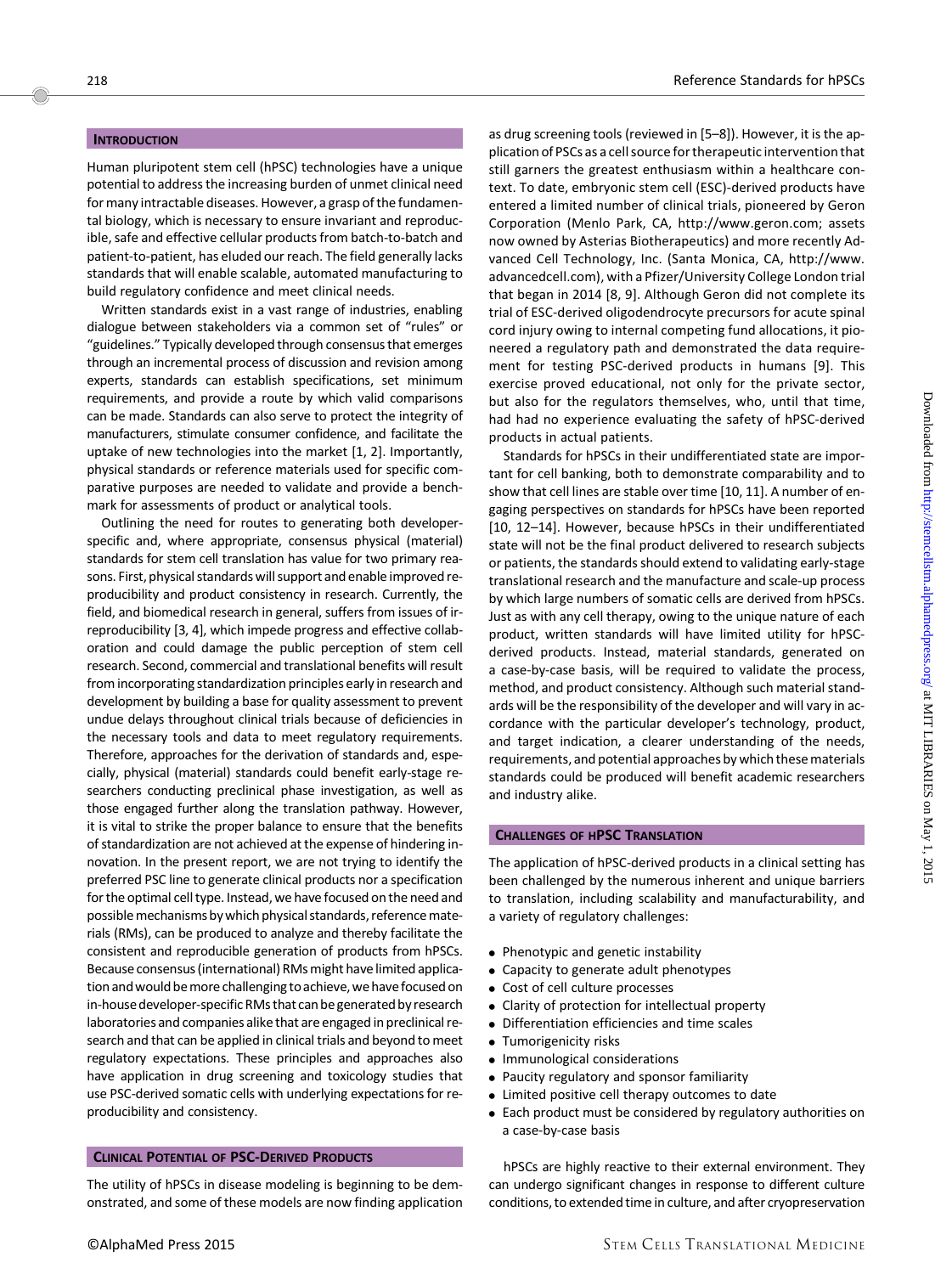## INTRODUCTION

Human pluripotent stem cell (hPSC) technologies have a unique potential to address the increasing burden of unmet clinical need for many intractable diseases. However, a grasp of the fundamental biology, which is necessary to ensure invariant and reproducible, safe and effective cellular products from batch-to-batch and patient-to-patient, has eluded our reach. The field generally lacks standards that will enable scalable, automated manufacturing to build regulatory confidence and meet clinical needs.

Written standards exist in a vast range of industries, enabling dialogue between stakeholders via a common set of "rules" or "guidelines." Typically developed through consensus that emerges through an incremental process of discussion and revision among experts, standards can establish specifications, set minimum requirements, and provide a route by which valid comparisons can be made. Standards can also serve to protect the integrity of manufacturers, stimulate consumer confidence, and facilitate the uptake of new technologies into the market [1, 2]. Importantly, physical standards or reference materials used for specific comparative purposes are needed to validate and provide a benchmark for assessments of product or analytical tools.

Outlining the need for routes to generating both developer-specific and, where appropriate, consensus physical (material) standards for stem cell translation has value for two primary reasons. First, physical standards will support and enable improved reproducibility and product consistency in research. Currently, the field, and biomedical research in general, suffers from issues of irreproducibility [3, 4], which impede progress and effective collaboration and could damage the public perception of stem cell research. Second, commercial and translational benefits will result from incorporating standardization principles early in research and development by building a base for quality assessment to prevent undue delays throughout clinical trials because of deficiencies in the necessary tools and data to meet regulatory requirements. Therefore, approaches for the derivation of standards and, especially, physical (material) standards could benefit early-stage researchers conducting preclinical phase investigation, as well as those engaged further along the translation pathway. However, it is vital to strike the proper balance to ensure that the benefits of standardization are not achieved at the expense of hindering innovation. In the present report, we are not trying to identify the preferred PSC line to generate clinical products nor a specification for the optimal cell type. Instead, we have focused on the need and possible mechanisms by which physical standards, reference materials (RMs), can be produced to analyze and thereby facilitate the consistent and reproducible generation of products from hPSCs. Because consensus (international) RMs might have limited application and would be more challenging to achieve, we have focused on in-house developer-specific RMs that can be generated by research laboratories and companies alike that are engaged in preclinical research and that can be applied in clinical trials and beyond to meet regulatory expectations. These principles and approaches also have application in drug screening and toxicology studies that use PSC-derived somatic cells with underlying expectations for reproducibility and consistency.

## CLINICAL POTENTIAL OF PSC-DERIVED PRODUCTS

The utility of hPSCs in disease modeling is beginning to be demonstrated, and some of these models are now finding application as drug screening tools (reviewed in [5–8]). However, it is the application of PSCs as a cell source for therapeutic intervention that still garners the greatest enthusiasm within a healthcare context. To date, embryonic stem cell (ESC)-derived products have entered a limited number of clinical trials, pioneered by Geron Corporation (Menlo Park, CA, http://www.geron.com; assets now owned by Asterias Biotherapeutics) and more recently Advanced Cell Technology, Inc. (Santa Monica, CA, http://www.advancedcell.com), with a Pfizer/University College London trial that began in 2014 [8, 9]. Although Geron did not complete its trial of ESC-derived oligodendrocyte precursors for acute spinal cord injury owing to internal competing fund allocations, it pioneered a regulatory path and demonstrated the data requirement for testing PSC-derived products in humans [9]. This exercise proved educational, not only for the private sector, but also for the regulators themselves, who, until that time, had had no experience evaluating the safety of hPSC-derived products in actual patients.

Standards for hPSCs in their undifferentiated state are important for cell banking, both to demonstrate comparability and to show that cell lines are stable over time [10, 11]. A number of engaging perspectives on standards for hPSCs have been reported [10, 12–14]. However, because hPSCs in their undifferentiated state will not be the final product delivered to research subjects or patients, the standards should extend to validating early-stage translational research and the manufacture and scale-up process by which large numbers of somatic cells are derived from hPSCs. Just as with any cell therapy, owing to the unique nature of each product, written standards will have limited utility for hPSC-derived products. Instead, material standards, generated on a case-by-case basis, will be required to validate the process, method, and product consistency. Although such material standards will be the responsibility of the developer and will vary in accordance with the particular developer's technology, product, and target indication, a clearer understanding of the needs, requirements, and potential approaches by which these materials standards could be produced will benefit academic researchers and industry alike.

## CHALLENGES OF hPSC TRANSLATION

The application of hPSC-derived products in a clinical setting has been challenged by the numerous inherent and unique barriers to translation, including scalability and manufacturability, and a variety of regulatory challenges:

- Phenotypic and genetic instability
- Capacity to generate adult phenotypes
- Cost of cell culture processes
- Clarity of protection for intellectual property
- Differentiation efficiencies and time scales
- Tumorigenicity risks
- Immunological considerations
- Paucity regulatory and sponsor familiarity
- Limited positive cell therapy outcomes to date
- Each product must be considered by regulatory authorities on a case-by-case basis

hPSCs are highly reactive to their external environment. They can undergo significant changes in response to different culture conditions, to extended time in culture, and after cryopreservation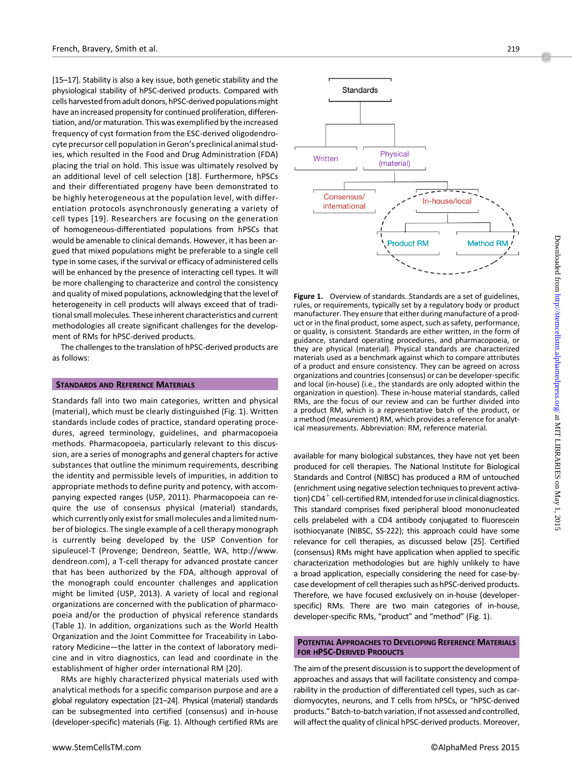[15–17]. Stability is also a key issue, both genetic stability and the physiological stability of hPSC-derived products. Compared with cells harvested from adult donors, hPSC-derived populations might have an increased propensity for continued proliferation, differentiation, and/or maturation. This was exemplified by the increased frequency of cyst formation from the ESC-derived oligodendrocyte precursor cell population in Geron's preclinical animal studies, which resulted in the Food and Drug Administration (FDA) placing the trial on hold. This issue was ultimately resolved by an additional level of cell selection [18]. Furthermore, hPSCs and their differentiated progeny have been demonstrated to be highly heterogeneous at the population level, with differentiation protocols asynchronously generating a variety of cell types [19]. Researchers are focusing on the generation of homogeneous-differentiated populations from hPSCs that would be amenable to clinical demands. However, it has been argued that mixed populations might be preferable to a single cell type in some cases, if the survival or efficacy of administered cells will be enhanced by the presence of interacting cell types. It will be more challenging to characterize and control the consistency and quality of mixed populations, acknowledging that the level of heterogeneity in cell products will always exceed that of traditional small molecules. These inherent characteristics and current methodologies all create significant challenges for the development of RMs for hPSC-derived products.

The challenges to the translation of hPSC-derived products are as follows:

## Standards and Reference Materials

Standards fall into two main categories, written and physical (material), which must be clearly distinguished (Fig. 1). Written standards include codes of practice, standard operating procedures, agreed terminology, guidelines, and pharmacopoeia methods. Pharmacopoeia, particularly relevant to this discussion, are a series of monographs and general chapters for active substances that outline the minimum requirements, describing the identity and permissible levels of impurities, in addition to appropriate methods to define purity and potency, with accompanying expected ranges (USP, 2011). Pharmacopoeia can require the use of consensus physical (material) standards, which currently only exist for small molecules and a limited number of biologics. The single example of a cell therapy monograph is currently being developed by the USP Convention for sipuleucel-T (Provenge; Dendreon, Seattle, WA, http://www.dendreon.com), a T-cell therapy for advanced prostate cancer that has been authorized by the FDA, although approval of the monograph could encounter challenges and application might be limited (USP, 2013). A variety of local and regional organizations are concerned with the publication of pharmacopoeia and/or the production of physical reference standards (Table 1). In addition, organizations such as the World Health Organization and the Joint Committee for Traceability in Laboratory Medicine—the latter in the context of laboratory medicine and in vitro diagnostics, can lead and coordinate in the establishment of higher order international RM [20].

RMs are highly characterized physical materials used with analytical methods for a specific comparison purpose and are a global regulatory expectation [21–24]. Physical (material) standards can be subsegmented into certified (consensus) and in-house (developer-specific) materials (Fig. 1). Although certified RMs are available for many biological substances, they have not yet been produced for cell therapies. The National Institute for Biological Standards and Control (NIBSC) has produced a RM of untouched (enrichment using negative selection techniques to prevent activation) $CD4^{+}$ cell-certified RM, intended for use in clinical diagnostics. This standard comprises fixed peripheral blood mononucleated cells prelabeled with a CD4 antibody conjugated to fluorescein isothiocyanate (NIBSC, SS-222); this approach could have some relevance for cell therapies, as discussed below [25]. Certified (consensus) RMs might have application when applied to specific characterization methodologies but are highly unlikely to have a broad application, especially considering the need for case-by-case development of cell therapies such as hPSC-derived products. Therefore, we have focused exclusively on in-house (developer-specific) RMs. There are two main categories of in-house, developer-specific RMs, "product" and "method" (Fig. 1).

Standards
- Written
- Physical (material)
  - Consensus/international
  - In-house/local
    - Product RM
    - Method RM

**Figure 1.** Overview of standards. Standards are a set of guidelines, rules, or requirements, typically set by a regulatory body or product manufacturer. They ensure that either during manufacture of a product or in the final product, some aspect, such as safety, performance, or quality, is consistent. Standards are either written, in the form of guidance, standard operating procedures, and pharmacopoeia, or they are physical (material). Physical standards are characterized materials used as a benchmark against which to compare attributes of a product and ensure consistency. They can be agreed on across organizations and countries (consensus) or can be developer-specific and local (in-house) (i.e., the standards are only adopted within the organization in question). These in-house material standards, called RMs, are the focus of our review and can be further divided into a product RM, which is a representative batch of the product, or a method (measurement) RM, which provides a reference for analytical measurements. Abbreviation: RM, reference material.

## Potential Approaches to Developing Reference Materials for hPSC-Derived Products

The aim of the present discussion is to support the development of approaches and assays that will facilitate consistency and comparability in the production of differentiated cell types, such as cardiomyocytes, neurons, and T cells from hPSCs, or "hPSC-derived products." Batch-to-batch variation, if not assessed and controlled, will affect the quality of clinical hPSC-derived products. Moreover,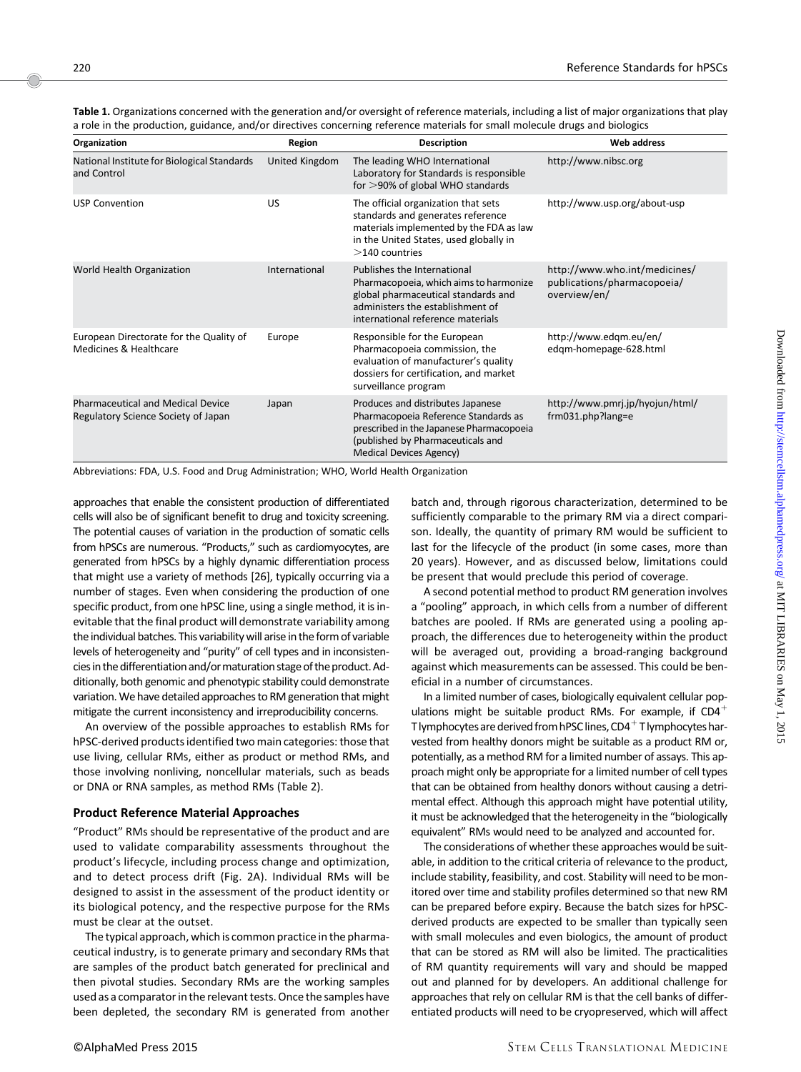**Table 1.** Organizations concerned with the generation and/or oversight of reference materials, including a list of major organizations that play a role in the production, guidance, and/or directives concerning reference materials for small molecule drugs and biologics

| Organization | Region | Description | Web address |
|---|---|---|---|
| National Institute for Biological Standards and Control | United Kingdom | The leading WHO International Laboratory for Standards is responsible for >90% of global WHO standards | http://www.nibsc.org |
| USP Convention | US | The official organization that sets standards and generates reference materials implemented by the FDA as law in the United States, used globally in >140 countries | http://www.usp.org/about-usp |
| World Health Organization | International | Publishes the International Pharmacopoeia, which aims to harmonize global pharmaceutical standards and administers the establishment of international reference materials | http://www.who.int/medicines/publications/pharmacopoeia/overview/en/ |
| European Directorate for the Quality of Medicines & Healthcare | Europe | Responsible for the European Pharmacopoeia commission, the evaluation of manufacturer's quality dossiers for certification, and market surveillance program | http://www.edqm.eu/en/edqm-homepage-628.html |
| Pharmaceutical and Medical Device Regulatory Science Society of Japan | Japan | Produces and distributes Japanese Pharmacopoeia Reference Standards as prescribed in the Japanese Pharmacopoeia (published by Pharmaceuticals and Medical Devices Agency) | http://www.pmrj.jp/hyojun/html/frm031.php?lang=e |

Abbreviations: FDA, U.S. Food and Drug Administration; WHO, World Health Organization

approaches that enable the consistent production of differentiated cells will also be of significant benefit to drug and toxicity screening. The potential causes of variation in the production of somatic cells from hPSCs are numerous. "Products," such as cardiomyocytes, are generated from hPSCs by a highly dynamic differentiation process that might use a variety of methods [26], typically occurring via a number of stages. Even when considering the production of one specific product, from one hPSC line, using a single method, it is inevitable that the final product will demonstrate variability among the individual batches. This variability will arise in the form of variable levels of heterogeneity and "purity" of cell types and in inconsistencies in the differentiation and/or maturation stage of the product. Additionally, both genomic and phenotypic stability could demonstrate variation. We have detailed approaches to RM generation that might mitigate the current inconsistency and irreproducibility concerns.

An overview of the possible approaches to establish RMs for hPSC-derived products identified two main categories: those that use living, cellular RMs, either as product or method RMs, and those involving nonliving, noncellular materials, such as beads or DNA or RNA samples, as method RMs (Table 2).

### Product Reference Material Approaches

"Product" RMs should be representative of the product and are used to validate comparability assessments throughout the product's lifecycle, including process change and optimization, and to detect process drift (Fig. 2A). Individual RMs will be designed to assist in the assessment of the product identity or its biological potency, and the respective purpose for the RMs must be clear at the outset.

The typical approach, which is common practice in the pharmaceutical industry, is to generate primary and secondary RMs that are samples of the product batch generated for preclinical and then pivotal studies. Secondary RMs are the working samples used as a comparator in the relevant tests. Once the samples have been depleted, the secondary RM is generated from another batch and, through rigorous characterization, determined to be sufficiently comparable to the primary RM via a direct comparison. Ideally, the quantity of primary RM would be sufficient to last for the lifecycle of the product (in some cases, more than 20 years). However, and as discussed below, limitations could be present that would preclude this period of coverage.

A second potential method to product RM generation involves a "pooling" approach, in which cells from a number of different batches are pooled. If RMs are generated using a pooling approach, the differences due to heterogeneity within the product will be averaged out, providing a broad-ranging background against which measurements can be assessed. This could be beneficial in a number of circumstances.

In a limited number of cases, biologically equivalent cellular populations might be suitable product RMs. For example, if $CD4^+$ T lymphocytes are derived from hPSC lines, $CD4^+$ T lymphocytes harvested from healthy donors might be suitable as a product RM or, potentially, as a method RM for a limited number of assays. This approach might only be appropriate for a limited number of cell types that can be obtained from healthy donors without causing a detrimental effect. Although this approach might have potential utility, it must be acknowledged that the heterogeneity in the "biologically equivalent" RMs would need to be analyzed and accounted for.

The considerations of whether these approaches would be suitable, in addition to the critical criteria of relevance to the product, include stability, feasibility, and cost. Stability will need to be monitored over time and stability profiles determined so that new RM can be prepared before expiry. Because the batch sizes for hPSC-derived products are expected to be smaller than typically seen with small molecules and even biologics, the amount of product that can be stored as RM will also be limited. The practicalities of RM quantity requirements will vary and should be mapped out and planned for by developers. An additional challenge for approaches that rely on cellular RM is that the cell banks of differentiated products will need to be cryopreserved, which will affect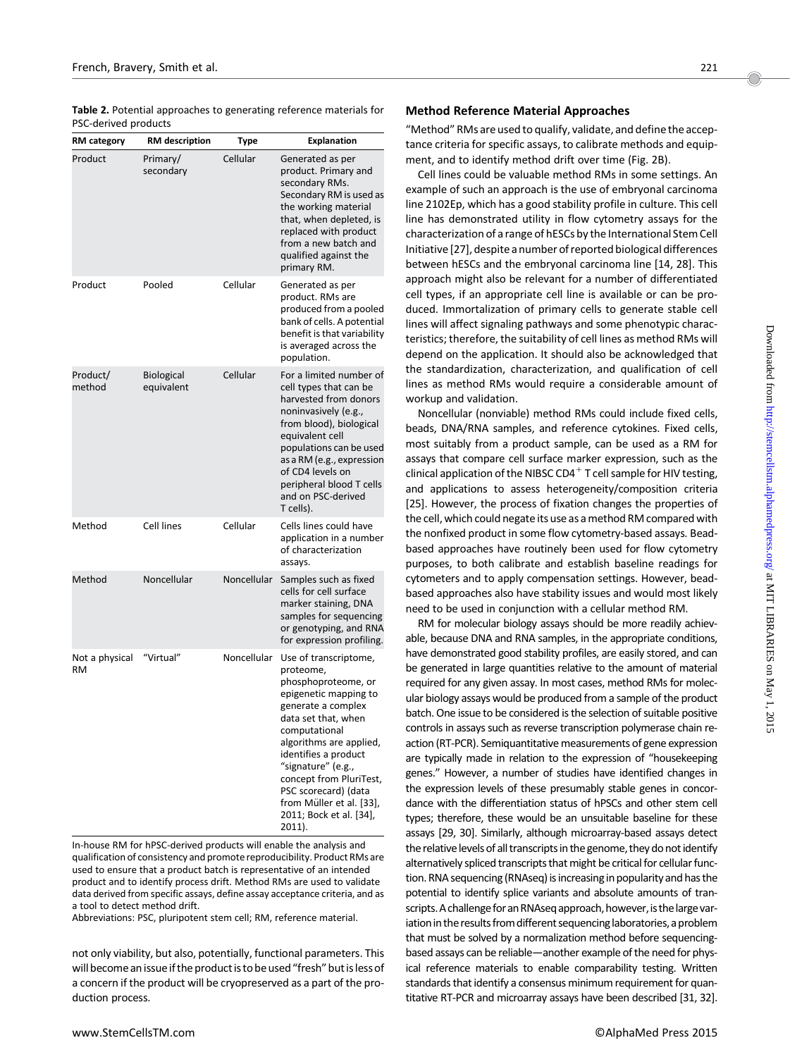**Table 2.** Potential approaches to generating reference materials for PSC-derived products

| RM category | RM description | Type | Explanation |
| --- | --- | --- | --- |
| Product | Primary/ secondary | Cellular | Generated as per product. Primary and secondary RMs. Secondary RM is used as the working material that, when depleted, is replaced with product from a new batch and qualified against the primary RM. |
| Product | Pooled | Cellular | Generated as per product. RMs are produced from a pooled bank of cells. A potential benefit is that variability is averaged across the population. |
| Product/ method | Biological equivalent | Cellular | For a limited number of cell types that can be harvested from donors noninvasively (e.g., from blood), biological equivalent cell populations can be used as a RM (e.g., expression of CD4 levels on peripheral blood T cells and on PSC-derived T cells). |
| Method | Cell lines | Cellular | Cells lines could have application in a number of characterization assays. |
| Method | Noncellular | Noncellular | Samples such as fixed cells for cell surface marker staining, DNA samples for sequencing or genotyping, and RNA for expression profiling. |
| Not a physical RM | "Virtual" | Noncellular | Use of transcriptome, proteome, phosphoproteome, or epigenetic mapping to generate a complex data set that, when computational algorithms are applied, identifies a product "signature" (e.g., concept from PluriTest, PSC scorecard) (data from Müller et al. [33], 2011; Bock et al. [34], 2011). |

In-house RM for hPSC-derived products will enable the analysis and qualification of consistency and promote reproducibility. Product RMs are used to ensure that a product batch is representative of an intended product and to identify process drift. Method RMs are used to validate data derived from specific assays, define assay acceptance criteria, and as a tool to detect method drift.
Abbreviations: PSC, pluripotent stem cell; RM, reference material.

not only viability, but also, potentially, functional parameters. This will become an issue if the product is to be used "fresh" but is less of a concern if the product will be cryopreserved as a part of the production process.

## Method Reference Material Approaches

"Method" RMs are used to qualify, validate, and define the acceptance criteria for specific assays, to calibrate methods and equipment, and to identify method drift over time (Fig. 2B).

Cell lines could be valuable method RMs in some settings. An example of such an approach is the use of embryonal carcinoma line 2102Ep, which has a good stability profile in culture. This cell line has demonstrated utility in flow cytometry assays for the characterization of a range of hESCs by the International Stem Cell Initiative [27], despite a number of reported biological differences between hESCs and the embryonal carcinoma line [14, 28]. This approach might also be relevant for a number of differentiated cell types, if an appropriate cell line is available or can be produced. Immortalization of primary cells to generate stable cell lines will affect signaling pathways and some phenotypic characteristics; therefore, the suitability of cell lines as method RMs will depend on the application. It should also be acknowledged that the standardization, characterization, and qualification of cell lines as method RMs would require a considerable amount of workup and validation.

Noncellular (nonviable) method RMs could include fixed cells, beads, DNA/RNA samples, and reference cytokines. Fixed cells, most suitably from a product sample, can be used as a RM for assays that compare cell surface marker expression, such as the clinical application of the NIBSC CD4$^{+}$ T cell sample for HIV testing, and applications to assess heterogeneity/composition criteria [25]. However, the process of fixation changes the properties of the cell, which could negate its use as a method RM compared with the nonfixed product in some flow cytometry-based assays. Bead-based approaches have routinely been used for flow cytometry purposes, to both calibrate and establish baseline readings for cytometers and to apply compensation settings. However, bead-based approaches also have stability issues and would most likely need to be used in conjunction with a cellular method RM.

RM for molecular biology assays should be more readily achievable, because DNA and RNA samples, in the appropriate conditions, have demonstrated good stability profiles, are easily stored, and can be generated in large quantities relative to the amount of material required for any given assay. In most cases, method RMs for molecular biology assays would be produced from a sample of the product batch. One issue to be considered is the selection of suitable positive controls in assays such as reverse transcription polymerase chain reaction (RT-PCR). Semiquantitative measurements of gene expression are typically made in relation to the expression of "housekeeping genes." However, a number of studies have identified changes in the expression levels of these presumably stable genes in concordance with the differentiation status of hPSCs and other stem cell types; therefore, these would be an unsuitable baseline for these assays [29, 30]. Similarly, although microarray-based assays detect the relative levels of all transcripts in the genome, they do not identify alternatively spliced transcripts that might be critical for cellular function. RNA sequencing (RNAseq) is increasing in popularity and has the potential to identify splice variants and absolute amounts of transcripts. A challenge for an RNAseq approach, however, is the large variation in the results from different sequencing laboratories, a problem that must be solved by a normalization method before sequencing-based assays can be reliable—another example of the need for physical reference materials to enable comparability testing. Written standards that identify a consensus minimum requirement for quantitative RT-PCR and microarray assays have been described [31, 32].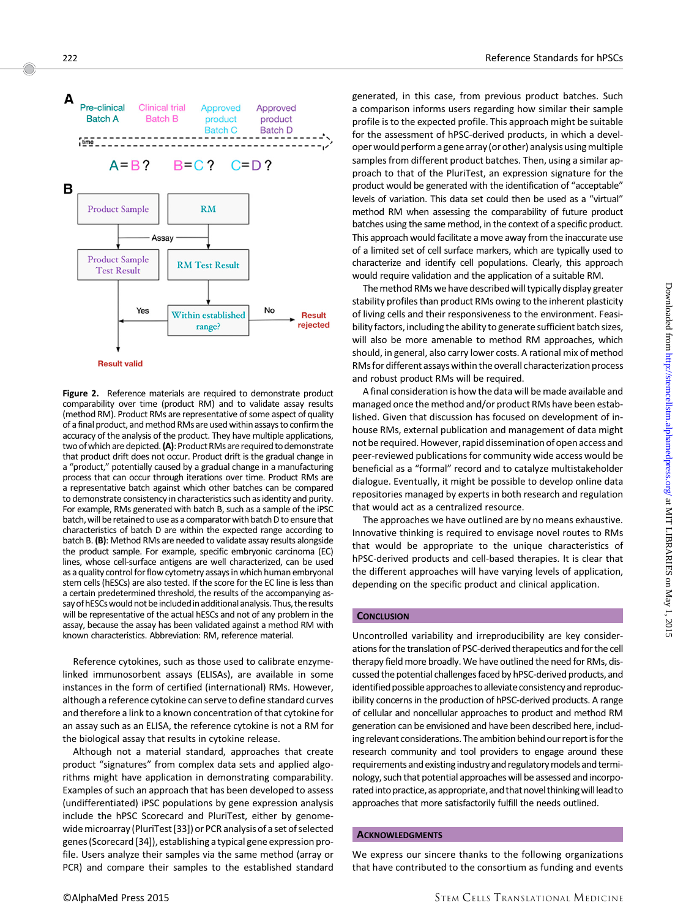**Figure 2.** Reference materials are required to demonstrate product comparability over time (product RM) and to validate assay results (method RM). Product RMs are representative of some aspect of quality of a final product, and method RMs are used within assays to confirm the accuracy of the analysis of the product. They have multiple applications, two of which are depicted. **(A)**: Product RMs are required to demonstrate that product drift does not occur. Product drift is the gradual change in a "product," potentially caused by a gradual change in a manufacturing process that can occur through iterations over time. Product RMs are a representative batch against which other batches can be compared to demonstrate consistency in characteristics such as identity and purity. For example, RMs generated with batch B, such as a sample of the iPSC batch, will be retained to use as a comparator with batch D to ensure that characteristics of batch D are within the expected range according to batch B. **(B)**: Method RMs are needed to validate assay results alongside the product sample. For example, specific embryonic carcinoma (EC) lines, whose cell-surface antigens are well characterized, can be used as a quality control for flow cytometry assays in which human embryonal stem cells (hESCs) are also tested. If the score for the EC line is less than a certain predetermined threshold, the results of the accompanying assay of hESCs would not be included in additional analysis. Thus, the results will be representative of the actual hESCs and not of any problem in the assay, because the assay has been validated against a method RM with known characteristics. Abbreviation: RM, reference material.

Reference cytokines, such as those used to calibrate enzyme-linked immunosorbent assays (ELISAs), are available in some instances in the form of certified (international) RMs. However, although a reference cytokine can serve to define standard curves and therefore a link to a known concentration of that cytokine for an assay such as an ELISA, the reference cytokine is not a RM for the biological assay that results in cytokine release.

Although not a material standard, approaches that create product "signatures" from complex data sets and applied algorithms might have application in demonstrating comparability. Examples of such an approach that has been developed to assess (undifferentiated) iPSC populations by gene expression analysis include the hPSC Scorecard and PluriTest, either by genome-wide microarray (PluriTest [33]) or PCR analysis of a set of selected genes (Scorecard [34]), establishing a typical gene expression profile. Users analyze their samples via the same method (array or PCR) and compare their samples to the established standard generated, in this case, from previous product batches. Such a comparison informs users regarding how similar their sample profile is to the expected profile. This approach might be suitable for the assessment of hPSC-derived products, in which a developer would perform a gene array (or other) analysis using multiple samples from different product batches. Then, using a similar approach to that of the PluriTest, an expression signature for the product would be generated with the identification of "acceptable" levels of variation. This data set could then be used as a "virtual" method RM when assessing the comparability of future product batches using the same method, in the context of a specific product. This approach would facilitate a move away from the inaccurate use of a limited set of cell surface markers, which are typically used to characterize and identify cell populations. Clearly, this approach would require validation and the application of a suitable RM.

The method RMs we have described will typically display greater stability profiles than product RMs owing to the inherent plasticity of living cells and their responsiveness to the environment. Feasibility factors, including the ability to generate sufficient batch sizes, will also be more amenable to method RM approaches, which should, in general, also carry lower costs. A rational mix of method RMs for different assays within the overall characterization process and robust product RMs will be required.

A final consideration is how the data will be made available and managed once the method and/or product RMs have been established. Given that discussion has focused on development of in-house RMs, external publication and management of data might not be required. However, rapid dissemination of open access and peer-reviewed publications for community wide access would be beneficial as a "formal" record and to catalyze multistakeholder dialogue. Eventually, it might be possible to develop online data repositories managed by experts in both research and regulation that would act as a centralized resource.

The approaches we have outlined are by no means exhaustive. Innovative thinking is required to envisage novel routes to RMs that would be appropriate to the unique characteristics of hPSC-derived products and cell-based therapies. It is clear that the different approaches will have varying levels of application, depending on the specific product and clinical application.

## Conclusion

Uncontrolled variability and irreproducibility are key considerations for the translation of PSC-derived therapeutics and for the cell therapy field more broadly. We have outlined the need for RMs, discussed the potential challenges faced by hPSC-derived products, and identified possible approaches to alleviate consistency and reproducibility concerns in the production of hPSC-derived products. A range of cellular and noncellular approaches to product and method RM generation can be envisioned and have been described here, including relevant considerations. The ambition behind our report is for the research community and tool providers to engage around these requirements and existing industry and regulatory models and terminology, such that potential approaches will be assessed and incorporated into practice, as appropriate, and that novel thinking will lead to approaches that more satisfactorily fulfill the needs outlined.

## Acknowledgments

We express our sincere thanks to the following organizations that have contributed to the consortium as funding and events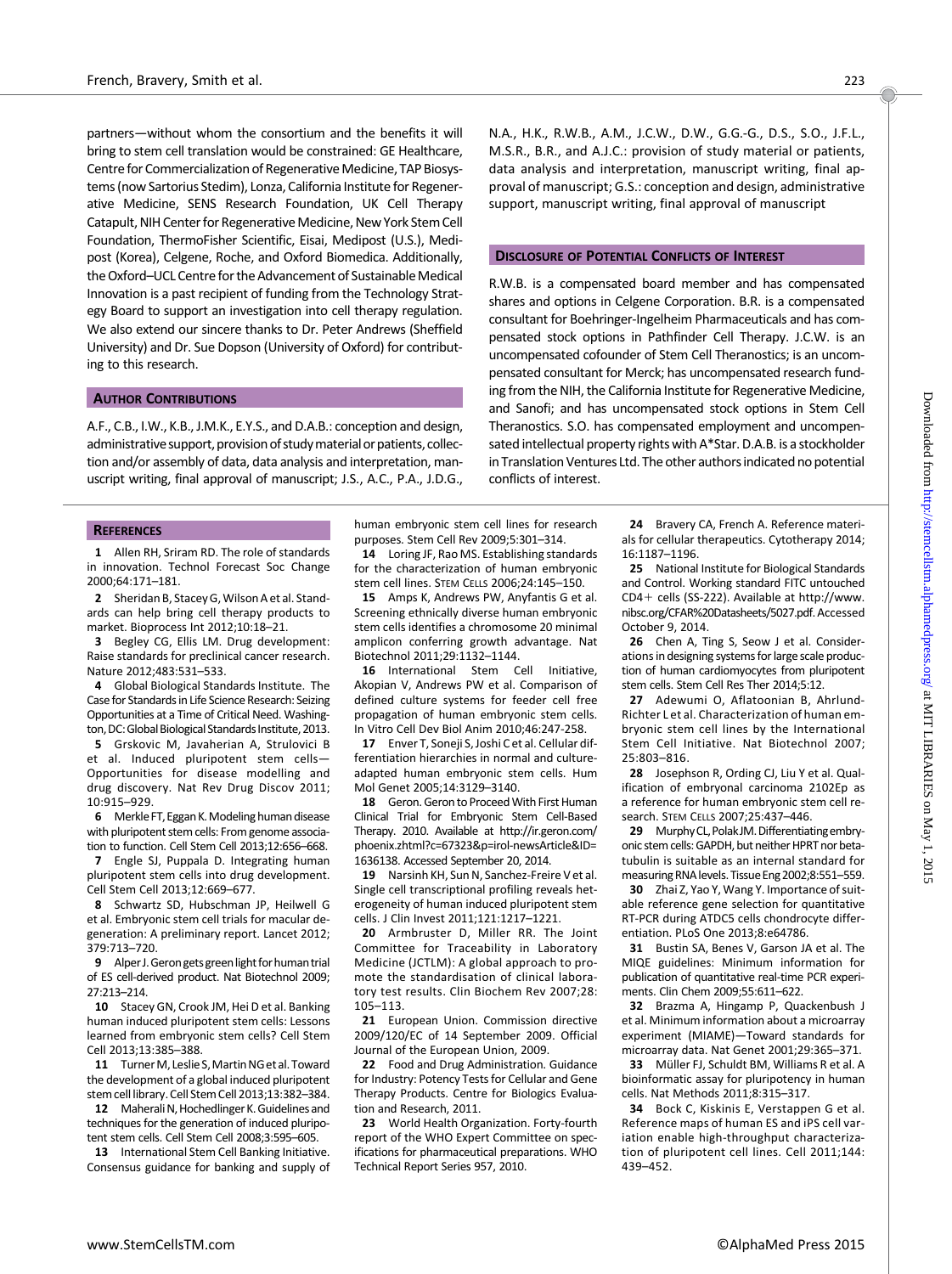partners—without whom the consortium and the benefits it will bring to stem cell translation would be constrained: GE Healthcare, Centre for Commercialization of Regenerative Medicine, TAP Biosystems (now Sartorius Stedim), Lonza, California Institute for Regenerative Medicine, SENS Research Foundation, UK Cell Therapy Catapult, NIH Center for Regenerative Medicine, New York Stem Cell Foundation, ThermoFisher Scientific, Eisai, Medipost (U.S.), Medipost (Korea), Celgene, Roche, and Oxford Biomedica. Additionally, the Oxford–UCL Centre for the Advancement of Sustainable Medical Innovation is a past recipient of funding from the Technology Strategy Board to support an investigation into cell therapy regulation. We also extend our sincere thanks to Dr. Peter Andrews (Sheffield University) and Dr. Sue Dopson (University of Oxford) for contributing to this research.

## Author Contributions

A.F., C.B., I.W., K.B., J.M.K., E.Y.S., and D.A.B.: conception and design, administrative support, provision of study material or patients, collection and/or assembly of data, data analysis and interpretation, manuscript writing, final approval of manuscript; J.S., A.C., P.A., J.D.G., N.A., H.K., R.W.B., A.M., J.C.W., D.W., G.G.-G., D.S., S.O., J.F.L., M.S.R., B.R., and A.J.C.: provision of study material or patients, data analysis and interpretation, manuscript writing, final approval of manuscript; G.S.: conception and design, administrative support, manuscript writing, final approval of manuscript

## Disclosure of Potential Conflicts of Interest

R.W.B. is a compensated board member and has compensated shares and options in Celgene Corporation. B.R. is a compensated consultant for Boehringer-Ingelheim Pharmaceuticals and has compensated stock options in Pathfinder Cell Therapy. J.C.W. is an uncompensated cofounder of Stem Cell Theranostics; is an uncompensated consultant for Merck; has uncompensated research funding from the NIH, the California Institute for Regenerative Medicine, and Sanofi; and has uncompensated stock options in Stem Cell Theranostics. S.O. has compensated employment and uncompensated intellectual property rights with A*Star. D.A.B. is a stockholder in Translation Ventures Ltd. The other authors indicated no potential conflicts of interest.

## References

1 Allen RH, Sriram RD. The role of standards in innovation. Technol Forecast Soc Change 2000;64:171–181.

2 Sheridan B, Stacey G, Wilson A et al. Standards can help bring cell therapy products to market. Bioprocess Int 2012;10:18–21.

3 Begley CG, Ellis LM. Drug development: Raise standards for preclinical cancer research. Nature 2012;483:531–533.

4 Global Biological Standards Institute. The Case for Standards in Life Science Research: Seizing Opportunities at a Time of Critical Need. Washington, DC: Global Biological Standards Institute, 2013.

5 Grskovic M, Javaherian A, Strulovici B et al. Induced pluripotent stem cells—Opportunities for disease modelling and drug discovery. Nat Rev Drug Discov 2011; 10:915–929.

6 Merkle FT, Eggan K. Modeling human disease with pluripotent stem cells: From genome association to function. Cell Stem Cell 2013;12:656–668.

7 Engle SJ, Puppala D. Integrating human pluripotent stem cells into drug development. Cell Stem Cell 2013;12:669–677.

8 Schwartz SD, Hubschman JP, Heilwell G et al. Embryonic stem cell trials for macular degeneration: A preliminary report. Lancet 2012; 379:713–720.

9 Alper J. Geron gets green light for human trial of ES cell-derived product. Nat Biotechnol 2009; 27:213–214.

10 Stacey GN, Crook JM, Hei D et al. Banking human induced pluripotent stem cells: Lessons learned from embryonic stem cells? Cell Stem Cell 2013;13:385–388.

11 Turner M, Leslie S, Martin NG et al. Toward the development of a global induced pluripotent stem cell library. Cell Stem Cell 2013;13:382–384.

12 Maherali N, Hochedlinger K. Guidelines and techniques for the generation of induced pluripotent stem cells. Cell Stem Cell 2008;3:595–605.

13 International Stem Cell Banking Initiative. Consensus guidance for banking and supply of human embryonic stem cell lines for research purposes. Stem Cell Rev 2009;5:301–314.

14 Loring JF, Rao MS. Establishing standards for the characterization of human embryonic stem cell lines. Stem Cells 2006;24:145–150.

15 Amps K, Andrews PW, Anyfantis G et al. Screening ethnically diverse human embryonic stem cells identifies a chromosome 20 minimal amplicon conferring growth advantage. Nat Biotechnol 2011;29:1132–1144.

16 International Stem Cell Initiative, Akopian V, Andrews PW et al. Comparison of defined culture systems for feeder cell free propagation of human embryonic stem cells. In Vitro Cell Dev Biol Anim 2010;46:247-258.

17 Enver T, Soneji S, Joshi C et al. Cellular differentiation hierarchies in normal and culture-adapted human embryonic stem cells. Hum Mol Genet 2005;14:3129–3140.

18 Geron. Geron to Proceed With First Human Clinical Trial for Embryonic Stem Cell-Based Therapy. 2010. Available at http://ir.geron.com/phoenix.zhtml?c=67323&p=irol-newsArticle&ID=1636138. Accessed September 20, 2014.

19 Narsinh KH, Sun N, Sanchez-Freire V et al. Single cell transcriptional profiling reveals heterogeneity of human induced pluripotent stem cells. J Clin Invest 2011;121:1217–1221.

20 Armbruster D, Miller RR. The Joint Committee for Traceability in Laboratory Medicine (JCTLM): A global approach to promote the standardisation of clinical laboratory test results. Clin Biochem Rev 2007;28: 105–113.

21 European Union. Commission directive 2009/120/EC of 14 September 2009. Official Journal of the European Union, 2009.

22 Food and Drug Administration. Guidance for Industry: Potency Tests for Cellular and Gene Therapy Products. Centre for Biologics Evaluation and Research, 2011.

23 World Health Organization. Forty-fourth report of the WHO Expert Committee on specifications for pharmaceutical preparations. WHO Technical Report Series 957, 2010.

24 Bravery CA, French A. Reference materials for cellular therapeutics. Cytotherapy 2014; 16:1187–1196.

25 National Institute for Biological Standards and Control. Working standard FITC untouched CD4+ cells (SS-222). Available at http://www.nibsc.org/CFAR%20Datasheets/5027.pdf. Accessed October 9, 2014.

26 Chen A, Ting S, Seow J et al. Considerations in designing systems for large scale production of human cardiomyocytes from pluripotent stem cells. Stem Cell Res Ther 2014;5:12.

27 Adewumi O, Aflatoonian B, Ahrlund-Richter L et al. Characterization of human embryonic stem cell lines by the International Stem Cell Initiative. Nat Biotechnol 2007; 25:803–816.

28 Josephson R, Ording CJ, Liu Y et al. Qualification of embryonal carcinoma 2102Ep as a reference for human embryonic stem cell research. Stem Cells 2007;25:437–446.

29 Murphy CL, Polak JM. Differentiating embryonic stem cells: GAPDH, but neither HPRT nor beta-tubulin is suitable as an internal standard for measuring RNA levels. Tissue Eng 2002;8:551–559.

30 Zhai Z, Yao Y, Wang Y. Importance of suitable reference gene selection for quantitative RT-PCR during ATDC5 cells chondrocyte differentiation. PLoS One 2013;8:e64786.

31 Bustin SA, Benes V, Garson JA et al. The MIQE guidelines: Minimum information for publication of quantitative real-time PCR experiments. Clin Chem 2009;55:611–622.

32 Brazma A, Hingamp P, Quackenbush J et al. Minimum information about a microarray experiment (MIAME)—Toward standards for microarray data. Nat Genet 2001;29:365–371.

33 Müller FJ, Schuldt BM, Williams R et al. A bioinformatic assay for pluripotency in human cells. Nat Methods 2011;8:315–317.

34 Bock C, Kiskinis E, Verstappen G et al. Reference maps of human ES and iPS cell variation enable high-throughput characterization of pluripotent cell lines. Cell 2011;144: 439–452.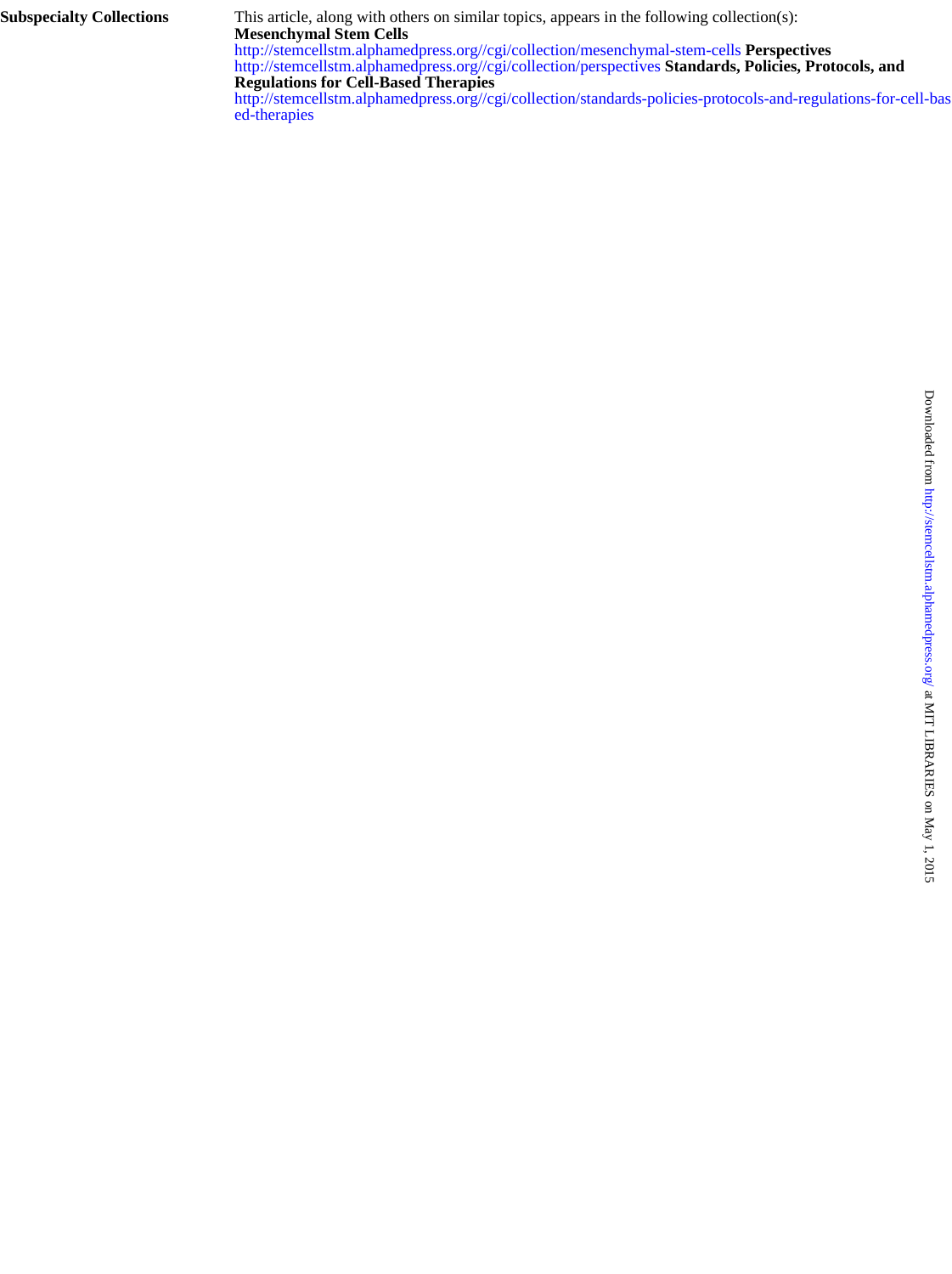**Subspecialty Collections**

This article, along with others on similar topics, appears in the following collection(s):

**Mesenchymal Stem Cells**
http://stemcellstm.alphamedpress.org//cgi/collection/mesenchymal-stem-cells

**Perspectives**
http://stemcellstm.alphamedpress.org//cgi/collection/perspectives

**Standards, Policies, Protocols, and Regulations for Cell-Based Therapies**
http://stemcellstm.alphamedpress.org//cgi/collection/standards-policies-protocols-and-regulations-for-cell-based-therapies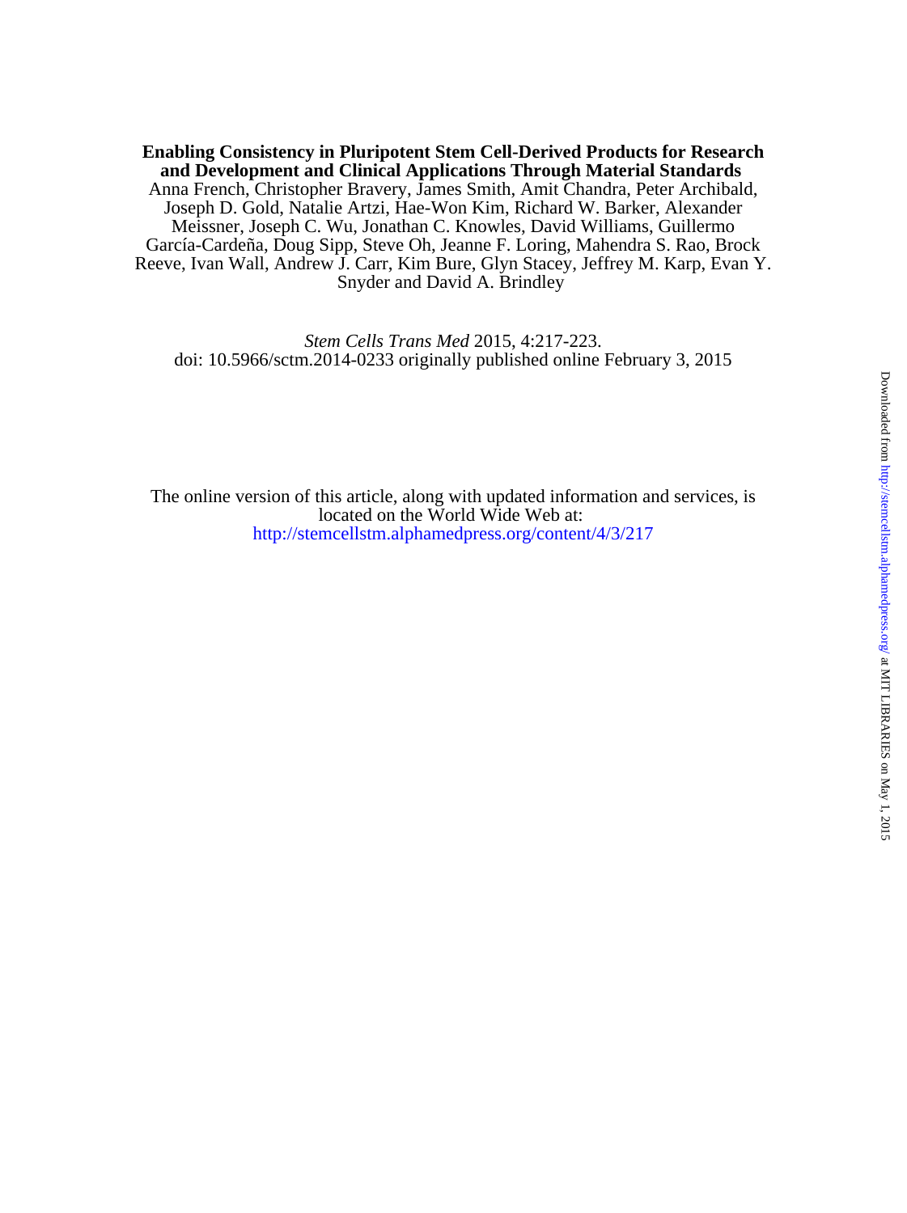**Enabling Consistency in Pluripotent Stem Cell-Derived Products for Research and Development and Clinical Applications Through Material Standards**

Anna French, Christopher Bravery, James Smith, Amit Chandra, Peter Archibald, Joseph D. Gold, Natalie Artzi, Hae-Won Kim, Richard W. Barker, Alexander Meissner, Joseph C. Wu, Jonathan C. Knowles, David Williams, Guillermo García-Cardeña, Doug Sipp, Steve Oh, Jeanne F. Loring, Mahendra S. Rao, Brock Reeve, Ivan Wall, Andrew J. Carr, Kim Bure, Glyn Stacey, Jeffrey M. Karp, Evan Y. Snyder and David A. Brindley

*Stem Cells Trans Med* 2015, 4:217-223.
doi: 10.5966/sctm.2014-0233 originally published online February 3, 2015

The online version of this article, along with updated information and services, is located on the World Wide Web at:
http://stemcellstm.alphamedpress.org/content/4/3/217

Downloaded from http://stemcellstm.alphamedpress.org/ at MIT LIBRARIES on May 1, 2015